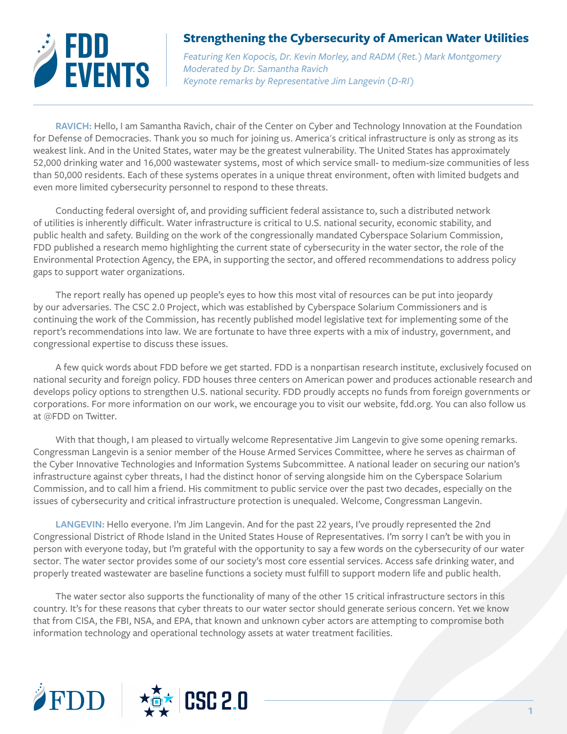# Strengthening the Cybersecurity of American Water Utilities

*Featuring Ken Kopocis, Dr. Kevin Morley, and RADM (Ret.) Mark Montgomery*
*Moderated by Dr. Samantha Ravich*
*Keynote remarks by Representative Jim Langevin (D-RI)*

**RAVICH:** Hello, I am Samantha Ravich, chair of the Center on Cyber and Technology Innovation at the Foundation for Defense of Democracies. Thank you so much for joining us. America's critical infrastructure is only as strong as its weakest link. And in the United States, water may be the greatest vulnerability. The United States has approximately 52,000 drinking water and 16,000 wastewater systems, most of which service small- to medium-size communities of less than 50,000 residents. Each of these systems operates in a unique threat environment, often with limited budgets and even more limited cybersecurity personnel to respond to these threats.

Conducting federal oversight of, and providing sufficient federal assistance to, such a distributed network of utilities is inherently difficult. Water infrastructure is critical to U.S. national security, economic stability, and public health and safety. Building on the work of the congressionally mandated Cyberspace Solarium Commission, FDD published a research memo highlighting the current state of cybersecurity in the water sector, the role of the Environmental Protection Agency, the EPA, in supporting the sector, and offered recommendations to address policy gaps to support water organizations.

The report really has opened up people's eyes to how this most vital of resources can be put into jeopardy by our adversaries. The CSC 2.0 Project, which was established by Cyberspace Solarium Commissioners and is continuing the work of the Commission, has recently published model legislative text for implementing some of the report's recommendations into law. We are fortunate to have three experts with a mix of industry, government, and congressional expertise to discuss these issues.

A few quick words about FDD before we get started. FDD is a nonpartisan research institute, exclusively focused on national security and foreign policy. FDD houses three centers on American power and produces actionable research and develops policy options to strengthen U.S. national security. FDD proudly accepts no funds from foreign governments or corporations. For more information on our work, we encourage you to visit our website, fdd.org. You can also follow us at @FDD on Twitter.

With that though, I am pleased to virtually welcome Representative Jim Langevin to give some opening remarks. Congressman Langevin is a senior member of the House Armed Services Committee, where he serves as chairman of the Cyber Innovative Technologies and Information Systems Subcommittee. A national leader on securing our nation's infrastructure against cyber threats, I had the distinct honor of serving alongside him on the Cyberspace Solarium Commission, and to call him a friend. His commitment to public service over the past two decades, especially on the issues of cybersecurity and critical infrastructure protection is unequaled. Welcome, Congressman Langevin.

**LANGEVIN:** Hello everyone. I'm Jim Langevin. And for the past 22 years, I've proudly represented the 2nd Congressional District of Rhode Island in the United States House of Representatives. I'm sorry I can't be with you in person with everyone today, but I'm grateful with the opportunity to say a few words on the cybersecurity of our water sector. The water sector provides some of our society's most core essential services. Access safe drinking water, and properly treated wastewater are baseline functions a society must fulfill to support modern life and public health.

The water sector also supports the functionality of many of the other 15 critical infrastructure sectors in this country. It's for these reasons that cyber threats to our water sector should generate serious concern. Yet we know that from CISA, the FBI, NSA, and EPA, that known and unknown cyber actors are attempting to compromise both information technology and operational technology assets at water treatment facilities.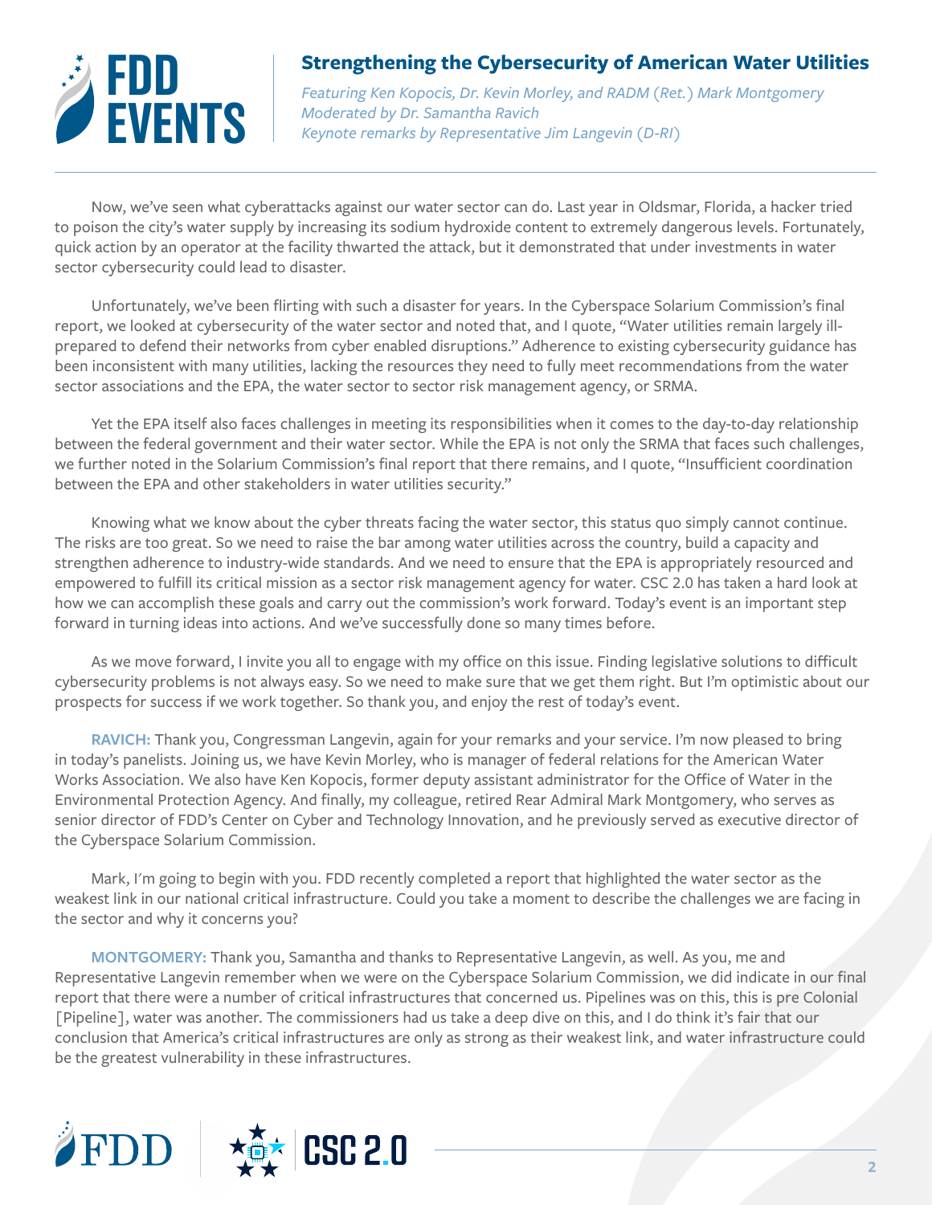Now, we've seen what cyberattacks against our water sector can do. Last year in Oldsmar, Florida, a hacker tried to poison the city's water supply by increasing its sodium hydroxide content to extremely dangerous levels. Fortunately, quick action by an operator at the facility thwarted the attack, but it demonstrated that under investments in water sector cybersecurity could lead to disaster.

Unfortunately, we've been flirting with such a disaster for years. In the Cyberspace Solarium Commission's final report, we looked at cybersecurity of the water sector and noted that, and I quote, "Water utilities remain largely ill-prepared to defend their networks from cyber enabled disruptions." Adherence to existing cybersecurity guidance has been inconsistent with many utilities, lacking the resources they need to fully meet recommendations from the water sector associations and the EPA, the water sector to sector risk management agency, or SRMA.

Yet the EPA itself also faces challenges in meeting its responsibilities when it comes to the day-to-day relationship between the federal government and their water sector. While the EPA is not only the SRMA that faces such challenges, we further noted in the Solarium Commission's final report that there remains, and I quote, "Insufficient coordination between the EPA and other stakeholders in water utilities security."

Knowing what we know about the cyber threats facing the water sector, this status quo simply cannot continue. The risks are too great. So we need to raise the bar among water utilities across the country, build a capacity and strengthen adherence to industry-wide standards. And we need to ensure that the EPA is appropriately resourced and empowered to fulfill its critical mission as a sector risk management agency for water. CSC 2.0 has taken a hard look at how we can accomplish these goals and carry out the commission's work forward. Today's event is an important step forward in turning ideas into actions. And we've successfully done so many times before.

As we move forward, I invite you all to engage with my office on this issue. Finding legislative solutions to difficult cybersecurity problems is not always easy. So we need to make sure that we get them right. But I'm optimistic about our prospects for success if we work together. So thank you, and enjoy the rest of today's event.

**RAVICH:** Thank you, Congressman Langevin, again for your remarks and your service. I'm now pleased to bring in today's panelists. Joining us, we have Kevin Morley, who is manager of federal relations for the American Water Works Association. We also have Ken Kopocis, former deputy assistant administrator for the Office of Water in the Environmental Protection Agency. And finally, my colleague, retired Rear Admiral Mark Montgomery, who serves as senior director of FDD's Center on Cyber and Technology Innovation, and he previously served as executive director of the Cyberspace Solarium Commission.

Mark, I'm going to begin with you. FDD recently completed a report that highlighted the water sector as the weakest link in our national critical infrastructure. Could you take a moment to describe the challenges we are facing in the sector and why it concerns you?

**MONTGOMERY:** Thank you, Samantha and thanks to Representative Langevin, as well. As you, me and Representative Langevin remember when we were on the Cyberspace Solarium Commission, we did indicate in our final report that there were a number of critical infrastructures that concerned us. Pipelines was on this, this is pre Colonial [Pipeline], water was another. The commissioners had us take a deep dive on this, and I do think it's fair that our conclusion that America's critical infrastructures are only as strong as their weakest link, and water infrastructure could be the greatest vulnerability in these infrastructures.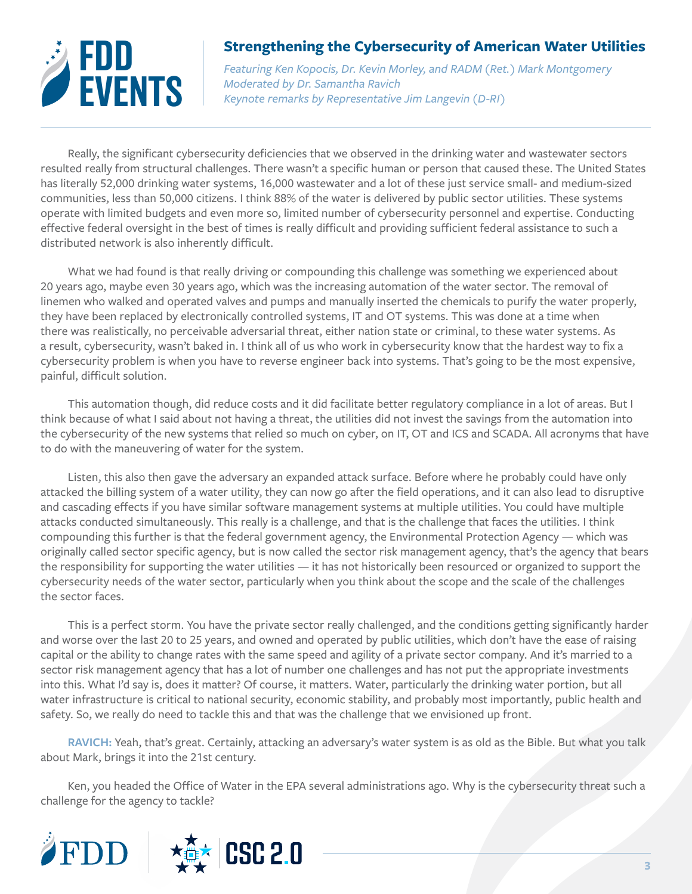Really, the significant cybersecurity deficiencies that we observed in the drinking water and wastewater sectors resulted really from structural challenges. There wasn't a specific human or person that caused these. The United States has literally 52,000 drinking water systems, 16,000 wastewater and a lot of these just service small- and medium-sized communities, less than 50,000 citizens. I think 88% of the water is delivered by public sector utilities. These systems operate with limited budgets and even more so, limited number of cybersecurity personnel and expertise. Conducting effective federal oversight in the best of times is really difficult and providing sufficient federal assistance to such a distributed network is also inherently difficult.

What we had found is that really driving or compounding this challenge was something we experienced about 20 years ago, maybe even 30 years ago, which was the increasing automation of the water sector. The removal of linemen who walked and operated valves and pumps and manually inserted the chemicals to purify the water properly, they have been replaced by electronically controlled systems, IT and OT systems. This was done at a time when there was realistically, no perceivable adversarial threat, either nation state or criminal, to these water systems. As a result, cybersecurity, wasn't baked in. I think all of us who work in cybersecurity know that the hardest way to fix a cybersecurity problem is when you have to reverse engineer back into systems. That's going to be the most expensive, painful, difficult solution.

This automation though, did reduce costs and it did facilitate better regulatory compliance in a lot of areas. But I think because of what I said about not having a threat, the utilities did not invest the savings from the automation into the cybersecurity of the new systems that relied so much on cyber, on IT, OT and ICS and SCADA. All acronyms that have to do with the maneuvering of water for the system.

Listen, this also then gave the adversary an expanded attack surface. Before where he probably could have only attacked the billing system of a water utility, they can now go after the field operations, and it can also lead to disruptive and cascading effects if you have similar software management systems at multiple utilities. You could have multiple attacks conducted simultaneously. This really is a challenge, and that is the challenge that faces the utilities. I think compounding this further is that the federal government agency, the Environmental Protection Agency — which was originally called sector specific agency, but is now called the sector risk management agency, that's the agency that bears the responsibility for supporting the water utilities — it has not historically been resourced or organized to support the cybersecurity needs of the water sector, particularly when you think about the scope and the scale of the challenges the sector faces.

This is a perfect storm. You have the private sector really challenged, and the conditions getting significantly harder and worse over the last 20 to 25 years, and owned and operated by public utilities, which don't have the ease of raising capital or the ability to change rates with the same speed and agility of a private sector company. And it's married to a sector risk management agency that has a lot of number one challenges and has not put the appropriate investments into this. What I'd say is, does it matter? Of course, it matters. Water, particularly the drinking water portion, but all water infrastructure is critical to national security, economic stability, and probably most importantly, public health and safety. So, we really do need to tackle this and that was the challenge that we envisioned up front.

**RAVICH:** Yeah, that's great. Certainly, attacking an adversary's water system is as old as the Bible. But what you talk about Mark, brings it into the 21st century.

Ken, you headed the Office of Water in the EPA several administrations ago. Why is the cybersecurity threat such a challenge for the agency to tackle?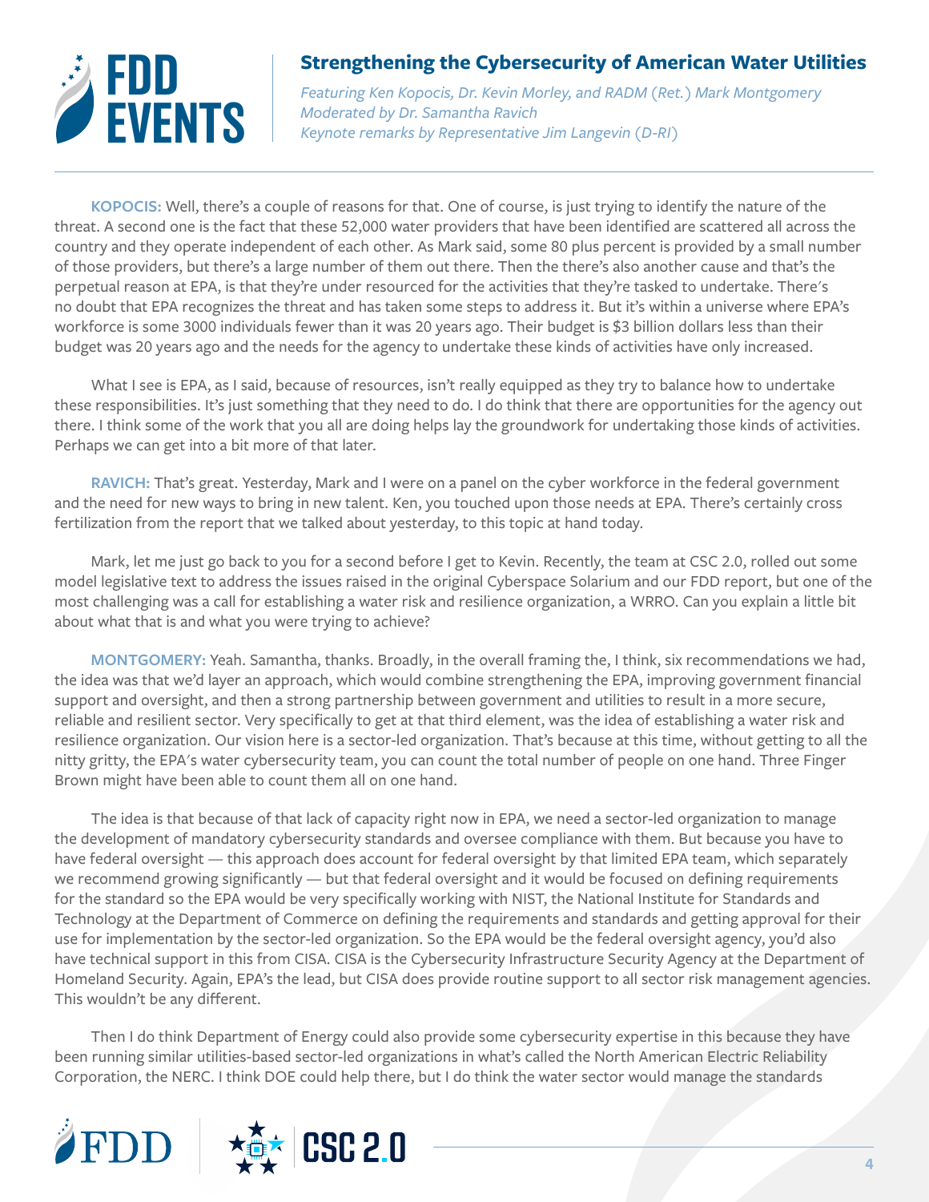**KOPOCIS:** Well, there's a couple of reasons for that. One of course, is just trying to identify the nature of the threat. A second one is the fact that these 52,000 water providers that have been identified are scattered all across the country and they operate independent of each other. As Mark said, some 80 plus percent is provided by a small number of those providers, but there's a large number of them out there. Then the there's also another cause and that's the perpetual reason at EPA, is that they're under resourced for the activities that they're tasked to undertake. There's no doubt that EPA recognizes the threat and has taken some steps to address it. But it's within a universe where EPA's workforce is some 3000 individuals fewer than it was 20 years ago. Their budget is $3 billion dollars less than their budget was 20 years ago and the needs for the agency to undertake these kinds of activities have only increased.

What I see is EPA, as I said, because of resources, isn't really equipped as they try to balance how to undertake these responsibilities. It's just something that they need to do. I do think that there are opportunities for the agency out there. I think some of the work that you all are doing helps lay the groundwork for undertaking those kinds of activities. Perhaps we can get into a bit more of that later.

**RAVICH:** That's great. Yesterday, Mark and I were on a panel on the cyber workforce in the federal government and the need for new ways to bring in new talent. Ken, you touched upon those needs at EPA. There's certainly cross fertilization from the report that we talked about yesterday, to this topic at hand today.

Mark, let me just go back to you for a second before I get to Kevin. Recently, the team at CSC 2.0, rolled out some model legislative text to address the issues raised in the original Cyberspace Solarium and our FDD report, but one of the most challenging was a call for establishing a water risk and resilience organization, a WRRO. Can you explain a little bit about what that is and what you were trying to achieve?

**MONTGOMERY:** Yeah. Samantha, thanks. Broadly, in the overall framing the, I think, six recommendations we had, the idea was that we'd layer an approach, which would combine strengthening the EPA, improving government financial support and oversight, and then a strong partnership between government and utilities to result in a more secure, reliable and resilient sector. Very specifically to get at that third element, was the idea of establishing a water risk and resilience organization. Our vision here is a sector-led organization. That's because at this time, without getting to all the nitty gritty, the EPA's water cybersecurity team, you can count the total number of people on one hand. Three Finger Brown might have been able to count them all on one hand.

The idea is that because of that lack of capacity right now in EPA, we need a sector-led organization to manage the development of mandatory cybersecurity standards and oversee compliance with them. But because you have to have federal oversight — this approach does account for federal oversight by that limited EPA team, which separately we recommend growing significantly — but that federal oversight and it would be focused on defining requirements for the standard so the EPA would be very specifically working with NIST, the National Institute for Standards and Technology at the Department of Commerce on defining the requirements and standards and getting approval for their use for implementation by the sector-led organization. So the EPA would be the federal oversight agency, you'd also have technical support in this from CISA. CISA is the Cybersecurity Infrastructure Security Agency at the Department of Homeland Security. Again, EPA's the lead, but CISA does provide routine support to all sector risk management agencies. This wouldn't be any different.

Then I do think Department of Energy could also provide some cybersecurity expertise in this because they have been running similar utilities-based sector-led organizations in what's called the North American Electric Reliability Corporation, the NERC. I think DOE could help there, but I do think the water sector would manage the standards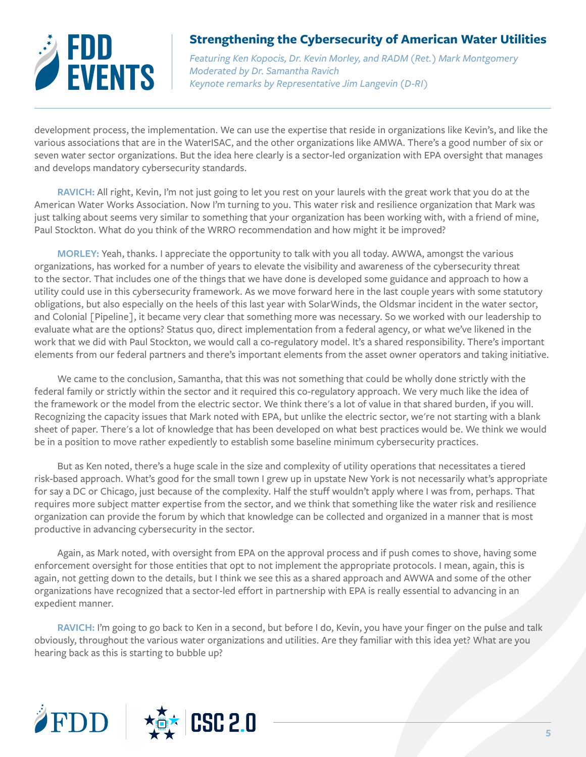development process, the implementation. We can use the expertise that reside in organizations like Kevin's, and like the various associations that are in the WaterISAC, and the other organizations like AMWA. There's a good number of six or seven water sector organizations. But the idea here clearly is a sector-led organization with EPA oversight that manages and develops mandatory cybersecurity standards.

**RAVICH:** All right, Kevin, I'm not just going to let you rest on your laurels with the great work that you do at the American Water Works Association. Now I'm turning to you. This water risk and resilience organization that Mark was just talking about seems very similar to something that your organization has been working with, with a friend of mine, Paul Stockton. What do you think of the WRRO recommendation and how might it be improved?

**MORLEY:** Yeah, thanks. I appreciate the opportunity to talk with you all today. AWWA, amongst the various organizations, has worked for a number of years to elevate the visibility and awareness of the cybersecurity threat to the sector. That includes one of the things that we have done is developed some guidance and approach to how a utility could use in this cybersecurity framework. As we move forward here in the last couple years with some statutory obligations, but also especially on the heels of this last year with SolarWinds, the Oldsmar incident in the water sector, and Colonial [Pipeline], it became very clear that something more was necessary. So we worked with our leadership to evaluate what are the options? Status quo, direct implementation from a federal agency, or what we've likened in the work that we did with Paul Stockton, we would call a co-regulatory model. It's a shared responsibility. There's important elements from our federal partners and there's important elements from the asset owner operators and taking initiative.

We came to the conclusion, Samantha, that this was not something that could be wholly done strictly with the federal family or strictly within the sector and it required this co-regulatory approach. We very much like the idea of the framework or the model from the electric sector. We think there's a lot of value in that shared burden, if you will. Recognizing the capacity issues that Mark noted with EPA, but unlike the electric sector, we're not starting with a blank sheet of paper. There's a lot of knowledge that has been developed on what best practices would be. We think we would be in a position to move rather expediently to establish some baseline minimum cybersecurity practices.

But as Ken noted, there's a huge scale in the size and complexity of utility operations that necessitates a tiered risk-based approach. What's good for the small town I grew up in upstate New York is not necessarily what's appropriate for say a DC or Chicago, just because of the complexity. Half the stuff wouldn't apply where I was from, perhaps. That requires more subject matter expertise from the sector, and we think that something like the water risk and resilience organization can provide the forum by which that knowledge can be collected and organized in a manner that is most productive in advancing cybersecurity in the sector.

Again, as Mark noted, with oversight from EPA on the approval process and if push comes to shove, having some enforcement oversight for those entities that opt to not implement the appropriate protocols. I mean, again, this is again, not getting down to the details, but I think we see this as a shared approach and AWWA and some of the other organizations have recognized that a sector-led effort in partnership with EPA is really essential to advancing in an expedient manner.

**RAVICH:** I'm going to go back to Ken in a second, but before I do, Kevin, you have your finger on the pulse and talk obviously, throughout the various water organizations and utilities. Are they familiar with this idea yet? What are you hearing back as this is starting to bubble up?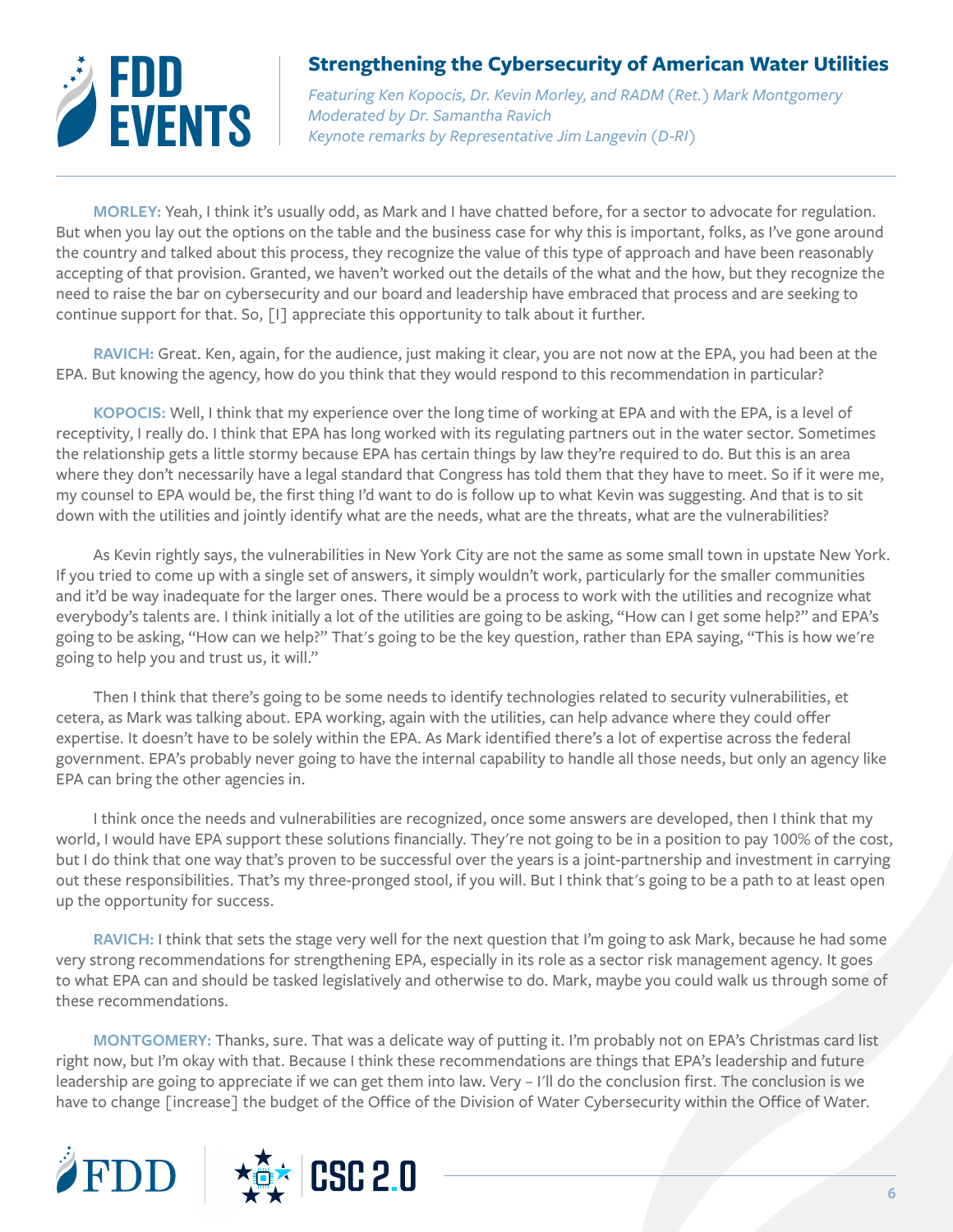**MORLEY:** Yeah, I think it's usually odd, as Mark and I have chatted before, for a sector to advocate for regulation. But when you lay out the options on the table and the business case for why this is important, folks, as I've gone around the country and talked about this process, they recognize the value of this type of approach and have been reasonably accepting of that provision. Granted, we haven't worked out the details of the what and the how, but they recognize the need to raise the bar on cybersecurity and our board and leadership have embraced that process and are seeking to continue support for that. So, [I] appreciate this opportunity to talk about it further.

**RAVICH:** Great. Ken, again, for the audience, just making it clear, you are not now at the EPA, you had been at the EPA. But knowing the agency, how do you think that they would respond to this recommendation in particular?

**KOPOCIS:** Well, I think that my experience over the long time of working at EPA and with the EPA, is a level of receptivity, I really do. I think that EPA has long worked with its regulating partners out in the water sector. Sometimes the relationship gets a little stormy because EPA has certain things by law they're required to do. But this is an area where they don't necessarily have a legal standard that Congress has told them that they have to meet. So if it were me, my counsel to EPA would be, the first thing I'd want to do is follow up to what Kevin was suggesting. And that is to sit down with the utilities and jointly identify what are the needs, what are the threats, what are the vulnerabilities?

As Kevin rightly says, the vulnerabilities in New York City are not the same as some small town in upstate New York. If you tried to come up with a single set of answers, it simply wouldn't work, particularly for the smaller communities and it'd be way inadequate for the larger ones. There would be a process to work with the utilities and recognize what everybody's talents are. I think initially a lot of the utilities are going to be asking, "How can I get some help?" and EPA's going to be asking, "How can we help?" That's going to be the key question, rather than EPA saying, "This is how we're going to help you and trust us, it will."

Then I think that there's going to be some needs to identify technologies related to security vulnerabilities, et cetera, as Mark was talking about. EPA working, again with the utilities, can help advance where they could offer expertise. It doesn't have to be solely within the EPA. As Mark identified there's a lot of expertise across the federal government. EPA's probably never going to have the internal capability to handle all those needs, but only an agency like EPA can bring the other agencies in.

I think once the needs and vulnerabilities are recognized, once some answers are developed, then I think that my world, I would have EPA support these solutions financially. They're not going to be in a position to pay 100% of the cost, but I do think that one way that's proven to be successful over the years is a joint-partnership and investment in carrying out these responsibilities. That's my three-pronged stool, if you will. But I think that's going to be a path to at least open up the opportunity for success.

**RAVICH:** I think that sets the stage very well for the next question that I'm going to ask Mark, because he had some very strong recommendations for strengthening EPA, especially in its role as a sector risk management agency. It goes to what EPA can and should be tasked legislatively and otherwise to do. Mark, maybe you could walk us through some of these recommendations.

**MONTGOMERY:** Thanks, sure. That was a delicate way of putting it. I'm probably not on EPA's Christmas card list right now, but I'm okay with that. Because I think these recommendations are things that EPA's leadership and future leadership are going to appreciate if we can get them into law. Very – I'll do the conclusion first. The conclusion is we have to change [increase] the budget of the Office of the Division of Water Cybersecurity within the Office of Water.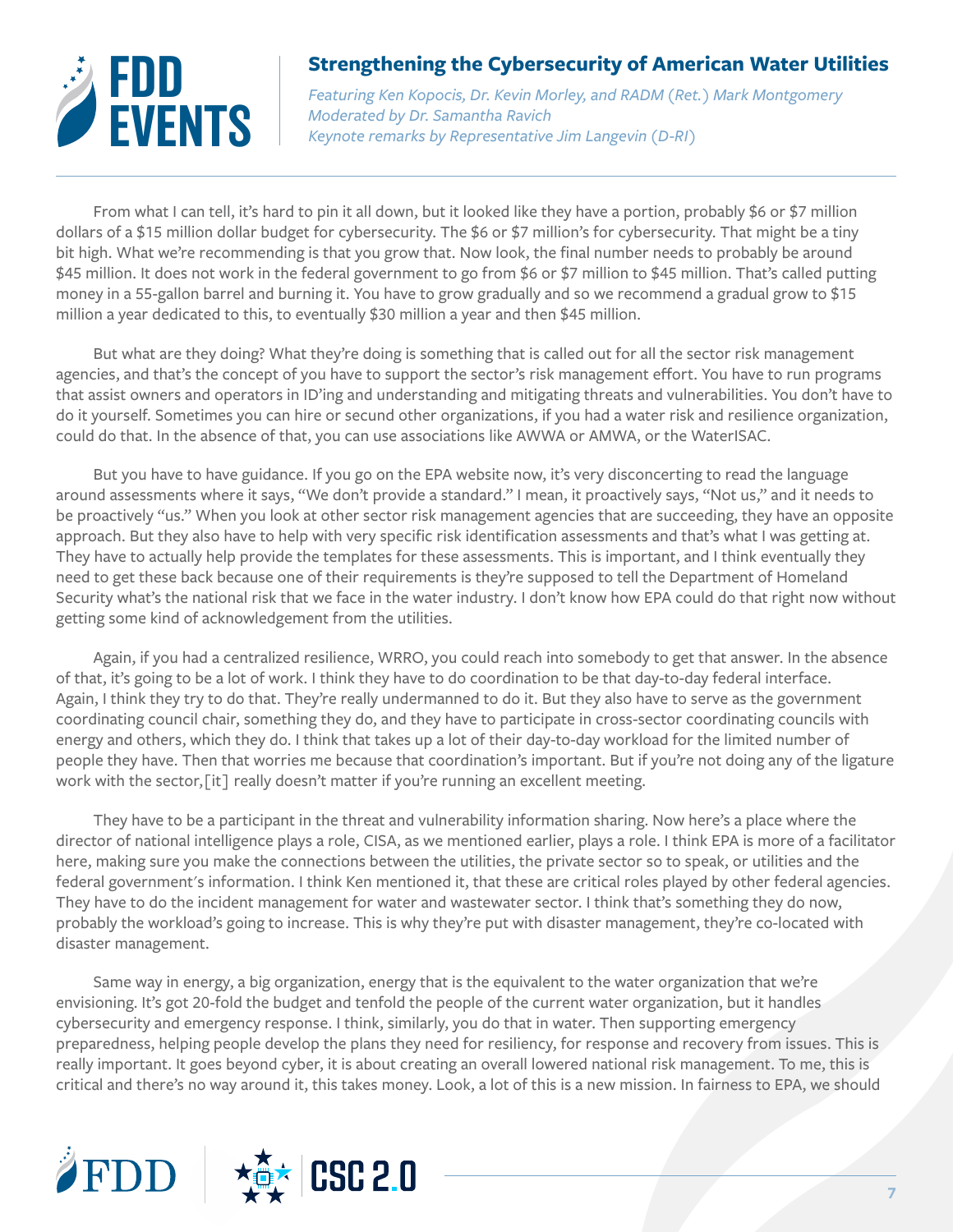From what I can tell, it's hard to pin it all down, but it looked like they have a portion, probably $6 or $7 million dollars of a $15 million dollar budget for cybersecurity. The $6 or $7 million's for cybersecurity. That might be a tiny bit high. What we're recommending is that you grow that. Now look, the final number needs to probably be around $45 million. It does not work in the federal government to go from $6 or $7 million to $45 million. That's called putting money in a 55-gallon barrel and burning it. You have to grow gradually and so we recommend a gradual grow to $15 million a year dedicated to this, to eventually $30 million a year and then $45 million.

But what are they doing? What they're doing is something that is called out for all the sector risk management agencies, and that's the concept of you have to support the sector's risk management effort. You have to run programs that assist owners and operators in ID'ing and understanding and mitigating threats and vulnerabilities. You don't have to do it yourself. Sometimes you can hire or secund other organizations, if you had a water risk and resilience organization, could do that. In the absence of that, you can use associations like AWWA or AMWA, or the WaterISAC.

But you have to have guidance. If you go on the EPA website now, it's very disconcerting to read the language around assessments where it says, "We don't provide a standard." I mean, it proactively says, "Not us," and it needs to be proactively "us." When you look at other sector risk management agencies that are succeeding, they have an opposite approach. But they also have to help with very specific risk identification assessments and that's what I was getting at. They have to actually help provide the templates for these assessments. This is important, and I think eventually they need to get these back because one of their requirements is they're supposed to tell the Department of Homeland Security what's the national risk that we face in the water industry. I don't know how EPA could do that right now without getting some kind of acknowledgement from the utilities.

Again, if you had a centralized resilience, WRRO, you could reach into somebody to get that answer. In the absence of that, it's going to be a lot of work. I think they have to do coordination to be that day-to-day federal interface. Again, I think they try to do that. They're really undermanned to do it. But they also have to serve as the government coordinating council chair, something they do, and they have to participate in cross-sector coordinating councils with energy and others, which they do. I think that takes up a lot of their day-to-day workload for the limited number of people they have. Then that worries me because that coordination's important. But if you're not doing any of the ligature work with the sector,[it] really doesn't matter if you're running an excellent meeting.

They have to be a participant in the threat and vulnerability information sharing. Now here's a place where the director of national intelligence plays a role, CISA, as we mentioned earlier, plays a role. I think EPA is more of a facilitator here, making sure you make the connections between the utilities, the private sector so to speak, or utilities and the federal government's information. I think Ken mentioned it, that these are critical roles played by other federal agencies. They have to do the incident management for water and wastewater sector. I think that's something they do now, probably the workload's going to increase. This is why they're put with disaster management, they're co-located with disaster management.

Same way in energy, a big organization, energy that is the equivalent to the water organization that we're envisioning. It's got 20-fold the budget and tenfold the people of the current water organization, but it handles cybersecurity and emergency response. I think, similarly, you do that in water. Then supporting emergency preparedness, helping people develop the plans they need for resiliency, for response and recovery from issues. This is really important. It goes beyond cyber, it is about creating an overall lowered national risk management. To me, this is critical and there's no way around it, this takes money. Look, a lot of this is a new mission. In fairness to EPA, we should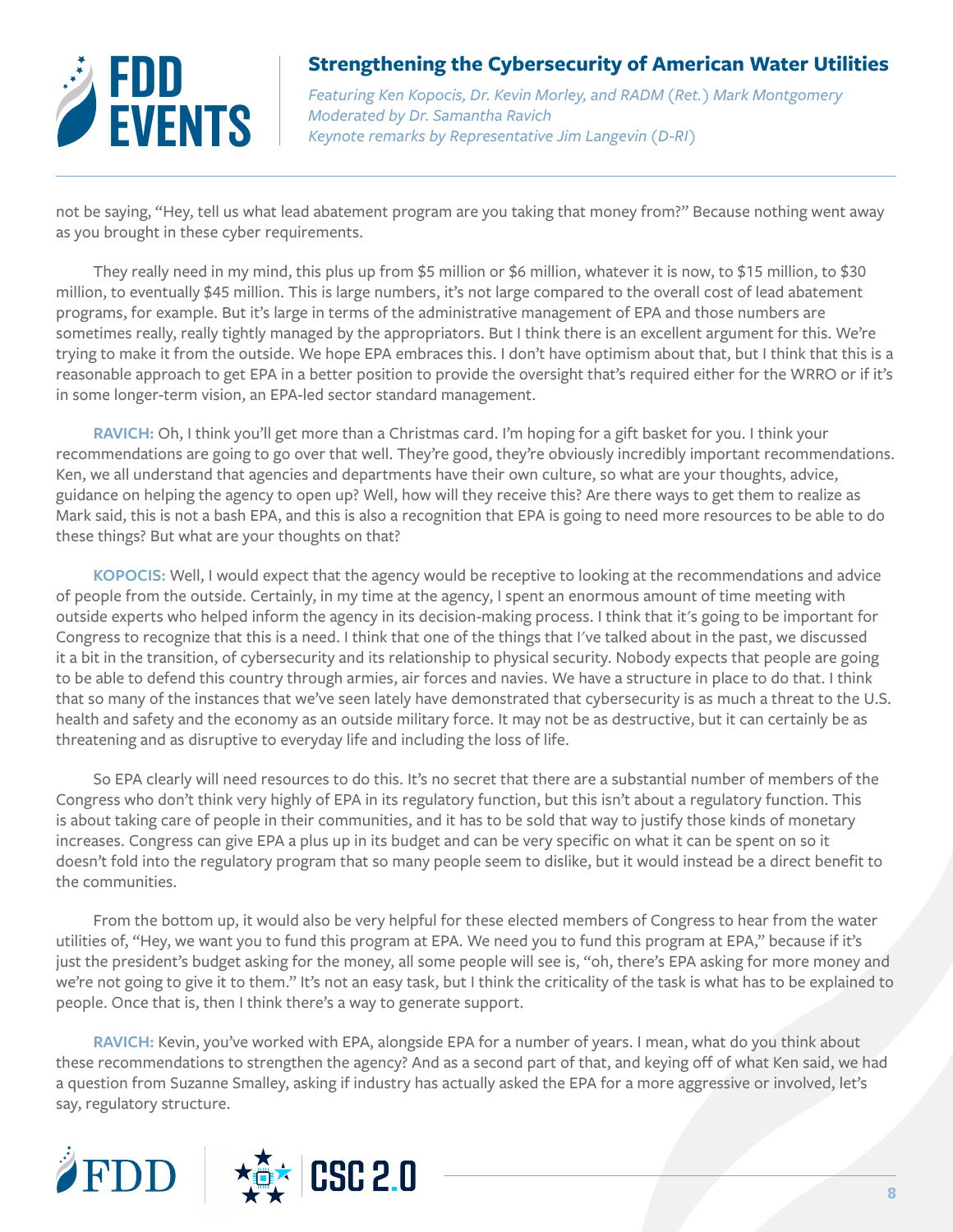not be saying, "Hey, tell us what lead abatement program are you taking that money from?" Because nothing went away as you brought in these cyber requirements.

They really need in my mind, this plus up from $5 million or $6 million, whatever it is now, to $15 million, to $30 million, to eventually $45 million. This is large numbers, it's not large compared to the overall cost of lead abatement programs, for example. But it's large in terms of the administrative management of EPA and those numbers are sometimes really, really tightly managed by the appropriators. But I think there is an excellent argument for this. We're trying to make it from the outside. We hope EPA embraces this. I don't have optimism about that, but I think that this is a reasonable approach to get EPA in a better position to provide the oversight that's required either for the WRRO or if it's in some longer-term vision, an EPA-led sector standard management.

**RAVICH:** Oh, I think you'll get more than a Christmas card. I'm hoping for a gift basket for you. I think your recommendations are going to go over that well. They're good, they're obviously incredibly important recommendations. Ken, we all understand that agencies and departments have their own culture, so what are your thoughts, advice, guidance on helping the agency to open up? Well, how will they receive this? Are there ways to get them to realize as Mark said, this is not a bash EPA, and this is also a recognition that EPA is going to need more resources to be able to do these things? But what are your thoughts on that?

**KOPOCIS:** Well, I would expect that the agency would be receptive to looking at the recommendations and advice of people from the outside. Certainly, in my time at the agency, I spent an enormous amount of time meeting with outside experts who helped inform the agency in its decision-making process. I think that it's going to be important for Congress to recognize that this is a need. I think that one of the things that I've talked about in the past, we discussed it a bit in the transition, of cybersecurity and its relationship to physical security. Nobody expects that people are going to be able to defend this country through armies, air forces and navies. We have a structure in place to do that. I think that so many of the instances that we've seen lately have demonstrated that cybersecurity is as much a threat to the U.S. health and safety and the economy as an outside military force. It may not be as destructive, but it can certainly be as threatening and as disruptive to everyday life and including the loss of life.

So EPA clearly will need resources to do this. It's no secret that there are a substantial number of members of the Congress who don't think very highly of EPA in its regulatory function, but this isn't about a regulatory function. This is about taking care of people in their communities, and it has to be sold that way to justify those kinds of monetary increases. Congress can give EPA a plus up in its budget and can be very specific on what it can be spent on so it doesn't fold into the regulatory program that so many people seem to dislike, but it would instead be a direct benefit to the communities.

From the bottom up, it would also be very helpful for these elected members of Congress to hear from the water utilities of, "Hey, we want you to fund this program at EPA. We need you to fund this program at EPA," because if it's just the president's budget asking for the money, all some people will see is, "oh, there's EPA asking for more money and we're not going to give it to them." It's not an easy task, but I think the criticality of the task is what has to be explained to people. Once that is, then I think there's a way to generate support.

**RAVICH:** Kevin, you've worked with EPA, alongside EPA for a number of years. I mean, what do you think about these recommendations to strengthen the agency? And as a second part of that, and keying off of what Ken said, we had a question from Suzanne Smalley, asking if industry has actually asked the EPA for a more aggressive or involved, let's say, regulatory structure.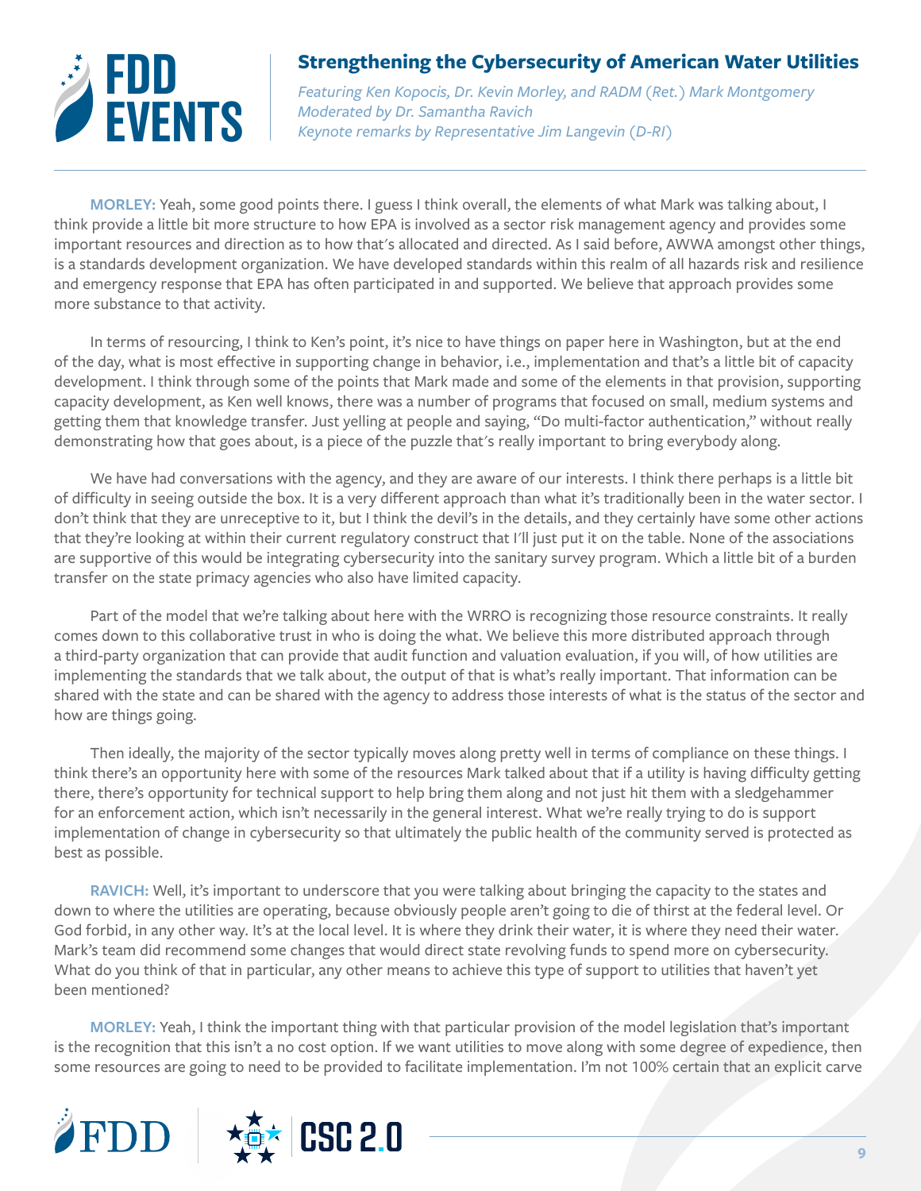**MORLEY:** Yeah, some good points there. I guess I think overall, the elements of what Mark was talking about, I think provide a little bit more structure to how EPA is involved as a sector risk management agency and provides some important resources and direction as to how that's allocated and directed. As I said before, AWWA amongst other things, is a standards development organization. We have developed standards within this realm of all hazards risk and resilience and emergency response that EPA has often participated in and supported. We believe that approach provides some more substance to that activity.

In terms of resourcing, I think to Ken's point, it's nice to have things on paper here in Washington, but at the end of the day, what is most effective in supporting change in behavior, i.e., implementation and that's a little bit of capacity development. I think through some of the points that Mark made and some of the elements in that provision, supporting capacity development, as Ken well knows, there was a number of programs that focused on small, medium systems and getting them that knowledge transfer. Just yelling at people and saying, "Do multi-factor authentication," without really demonstrating how that goes about, is a piece of the puzzle that's really important to bring everybody along.

We have had conversations with the agency, and they are aware of our interests. I think there perhaps is a little bit of difficulty in seeing outside the box. It is a very different approach than what it's traditionally been in the water sector. I don't think that they are unreceptive to it, but I think the devil's in the details, and they certainly have some other actions that they're looking at within their current regulatory construct that I'll just put it on the table. None of the associations are supportive of this would be integrating cybersecurity into the sanitary survey program. Which a little bit of a burden transfer on the state primacy agencies who also have limited capacity.

Part of the model that we're talking about here with the WRRO is recognizing those resource constraints. It really comes down to this collaborative trust in who is doing the what. We believe this more distributed approach through a third-party organization that can provide that audit function and valuation evaluation, if you will, of how utilities are implementing the standards that we talk about, the output of that is what's really important. That information can be shared with the state and can be shared with the agency to address those interests of what is the status of the sector and how are things going.

Then ideally, the majority of the sector typically moves along pretty well in terms of compliance on these things. I think there's an opportunity here with some of the resources Mark talked about that if a utility is having difficulty getting there, there's opportunity for technical support to help bring them along and not just hit them with a sledgehammer for an enforcement action, which isn't necessarily in the general interest. What we're really trying to do is support implementation of change in cybersecurity so that ultimately the public health of the community served is protected as best as possible.

**RAVICH:** Well, it's important to underscore that you were talking about bringing the capacity to the states and down to where the utilities are operating, because obviously people aren't going to die of thirst at the federal level. Or God forbid, in any other way. It's at the local level. It is where they drink their water, it is where they need their water. Mark's team did recommend some changes that would direct state revolving funds to spend more on cybersecurity. What do you think of that in particular, any other means to achieve this type of support to utilities that haven't yet been mentioned?

**MORLEY:** Yeah, I think the important thing with that particular provision of the model legislation that's important is the recognition that this isn't a no cost option. If we want utilities to move along with some degree of expedience, then some resources are going to need to be provided to facilitate implementation. I'm not 100% certain that an explicit carve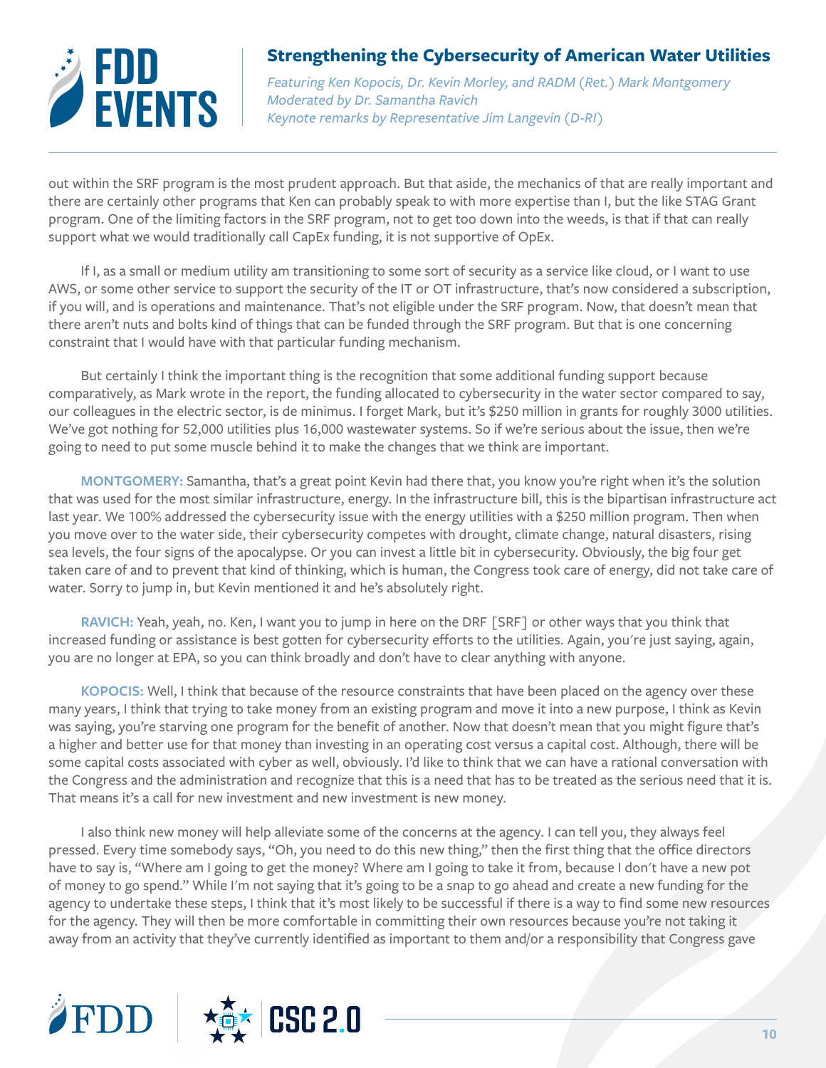out within the SRF program is the most prudent approach. But that aside, the mechanics of that are really important and there are certainly other programs that Ken can probably speak to with more expertise than I, but the like STAG Grant program. One of the limiting factors in the SRF program, not to get too down into the weeds, is that if that can really support what we would traditionally call CapEx funding, it is not supportive of OpEx.

If I, as a small or medium utility am transitioning to some sort of security as a service like cloud, or I want to use AWS, or some other service to support the security of the IT or OT infrastructure, that's now considered a subscription, if you will, and is operations and maintenance. That's not eligible under the SRF program. Now, that doesn't mean that there aren't nuts and bolts kind of things that can be funded through the SRF program. But that is one concerning constraint that I would have with that particular funding mechanism.

But certainly I think the important thing is the recognition that some additional funding support because comparatively, as Mark wrote in the report, the funding allocated to cybersecurity in the water sector compared to say, our colleagues in the electric sector, is de minimus. I forget Mark, but it's $250 million in grants for roughly 3000 utilities. We've got nothing for 52,000 utilities plus 16,000 wastewater systems. So if we're serious about the issue, then we're going to need to put some muscle behind it to make the changes that we think are important.

**MONTGOMERY:** Samantha, that's a great point Kevin had there that, you know you're right when it's the solution that was used for the most similar infrastructure, energy. In the infrastructure bill, this is the bipartisan infrastructure act last year. We 100% addressed the cybersecurity issue with the energy utilities with a $250 million program. Then when you move over to the water side, their cybersecurity competes with drought, climate change, natural disasters, rising sea levels, the four signs of the apocalypse. Or you can invest a little bit in cybersecurity. Obviously, the big four get taken care of and to prevent that kind of thinking, which is human, the Congress took care of energy, did not take care of water. Sorry to jump in, but Kevin mentioned it and he's absolutely right.

**RAVICH:** Yeah, yeah, no. Ken, I want you to jump in here on the DRF [SRF] or other ways that you think that increased funding or assistance is best gotten for cybersecurity efforts to the utilities. Again, you're just saying, again, you are no longer at EPA, so you can think broadly and don't have to clear anything with anyone.

**KOPOCIS:** Well, I think that because of the resource constraints that have been placed on the agency over these many years, I think that trying to take money from an existing program and move it into a new purpose, I think as Kevin was saying, you're starving one program for the benefit of another. Now that doesn't mean that you might figure that's a higher and better use for that money than investing in an operating cost versus a capital cost. Although, there will be some capital costs associated with cyber as well, obviously. I'd like to think that we can have a rational conversation with the Congress and the administration and recognize that this is a need that has to be treated as the serious need that it is. That means it's a call for new investment and new investment is new money.

I also think new money will help alleviate some of the concerns at the agency. I can tell you, they always feel pressed. Every time somebody says, "Oh, you need to do this new thing," then the first thing that the office directors have to say is, "Where am I going to get the money? Where am I going to take it from, because I don't have a new pot of money to go spend." While I'm not saying that it's going to be a snap to go ahead and create a new funding for the agency to undertake these steps, I think that it's most likely to be successful if there is a way to find some new resources for the agency. They will then be more comfortable in committing their own resources because you're not taking it away from an activity that they've currently identified as important to them and/or a responsibility that Congress gave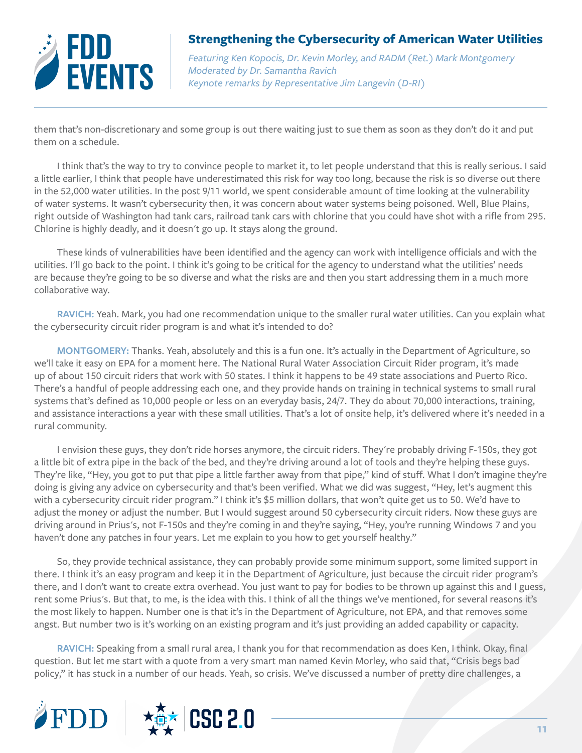them that's non-discretionary and some group is out there waiting just to sue them as soon as they don't do it and put them on a schedule.

I think that's the way to try to convince people to market it, to let people understand that this is really serious. I said a little earlier, I think that people have underestimated this risk for way too long, because the risk is so diverse out there in the 52,000 water utilities. In the post 9/11 world, we spent considerable amount of time looking at the vulnerability of water systems. It wasn't cybersecurity then, it was concern about water systems being poisoned. Well, Blue Plains, right outside of Washington had tank cars, railroad tank cars with chlorine that you could have shot with a rifle from 295. Chlorine is highly deadly, and it doesn't go up. It stays along the ground.

These kinds of vulnerabilities have been identified and the agency can work with intelligence officials and with the utilities. I'll go back to the point. I think it's going to be critical for the agency to understand what the utilities' needs are because they're going to be so diverse and what the risks are and then you start addressing them in a much more collaborative way.

**RAVICH:** Yeah. Mark, you had one recommendation unique to the smaller rural water utilities. Can you explain what the cybersecurity circuit rider program is and what it's intended to do?

**MONTGOMERY:** Thanks. Yeah, absolutely and this is a fun one. It's actually in the Department of Agriculture, so we'll take it easy on EPA for a moment here. The National Rural Water Association Circuit Rider program, it's made up of about 150 circuit riders that work with 50 states. I think it happens to be 49 state associations and Puerto Rico. There's a handful of people addressing each one, and they provide hands on training in technical systems to small rural systems that's defined as 10,000 people or less on an everyday basis, 24/7. They do about 70,000 interactions, training, and assistance interactions a year with these small utilities. That's a lot of onsite help, it's delivered where it's needed in a rural community.

I envision these guys, they don't ride horses anymore, the circuit riders. They're probably driving F-150s, they got a little bit of extra pipe in the back of the bed, and they're driving around a lot of tools and they're helping these guys. They're like, "Hey, you got to put that pipe a little farther away from that pipe," kind of stuff. What I don't imagine they're doing is giving any advice on cybersecurity and that's been verified. What we did was suggest, "Hey, let's augment this with a cybersecurity circuit rider program." I think it's $5 million dollars, that won't quite get us to 50. We'd have to adjust the money or adjust the number. But I would suggest around 50 cybersecurity circuit riders. Now these guys are driving around in Prius's, not F-150s and they're coming in and they're saying, "Hey, you're running Windows 7 and you haven't done any patches in four years. Let me explain to you how to get yourself healthy."

So, they provide technical assistance, they can probably provide some minimum support, some limited support in there. I think it's an easy program and keep it in the Department of Agriculture, just because the circuit rider program's there, and I don't want to create extra overhead. You just want to pay for bodies to be thrown up against this and I guess, rent some Prius's. But that, to me, is the idea with this. I think of all the things we've mentioned, for several reasons it's the most likely to happen. Number one is that it's in the Department of Agriculture, not EPA, and that removes some angst. But number two is it's working on an existing program and it's just providing an added capability or capacity.

**RAVICH:** Speaking from a small rural area, I thank you for that recommendation as does Ken, I think. Okay, final question. But let me start with a quote from a very smart man named Kevin Morley, who said that, "Crisis begs bad policy," it has stuck in a number of our heads. Yeah, so crisis. We've discussed a number of pretty dire challenges, a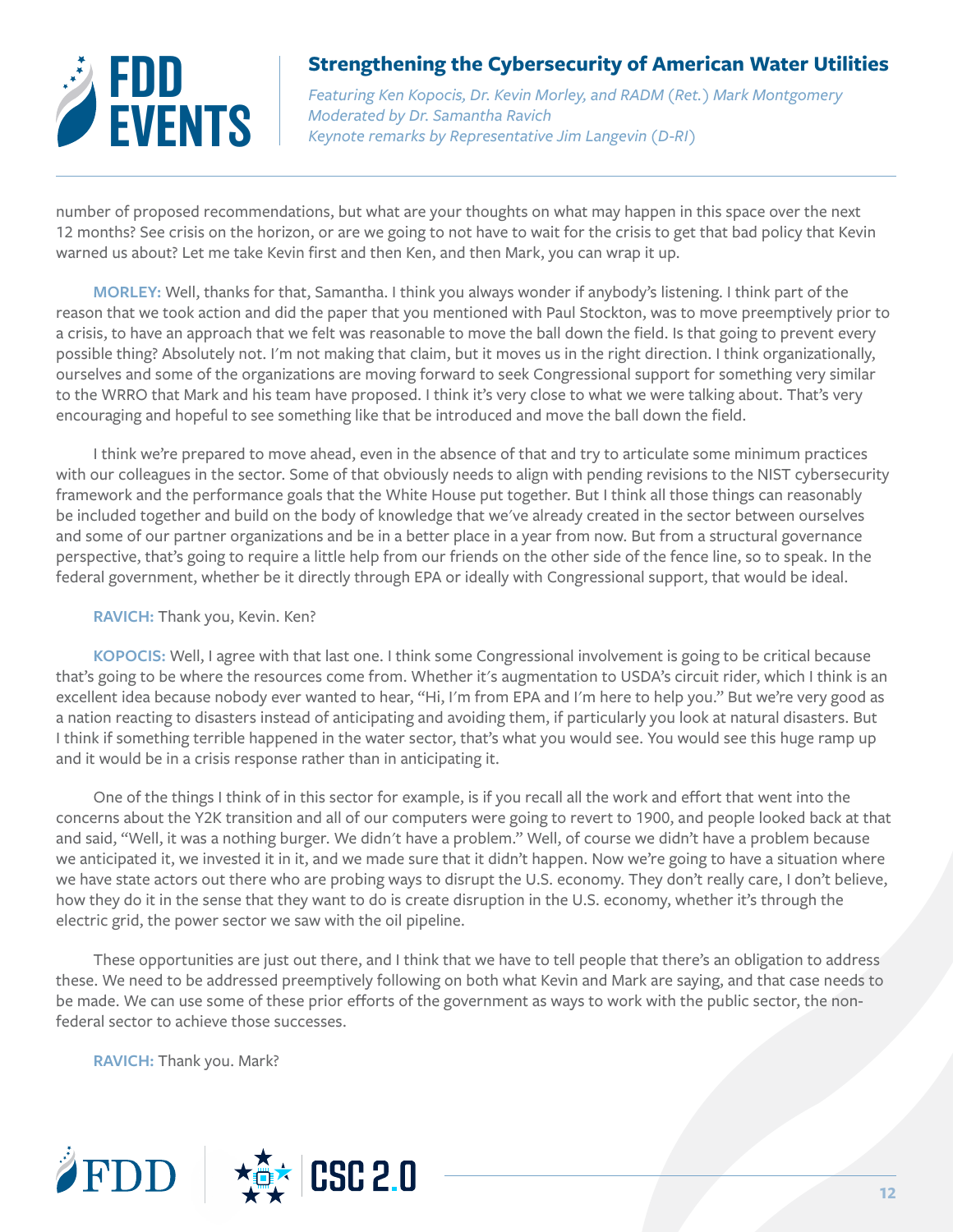number of proposed recommendations, but what are your thoughts on what may happen in this space over the next 12 months? See crisis on the horizon, or are we going to not have to wait for the crisis to get that bad policy that Kevin warned us about? Let me take Kevin first and then Ken, and then Mark, you can wrap it up.

**MORLEY:** Well, thanks for that, Samantha. I think you always wonder if anybody's listening. I think part of the reason that we took action and did the paper that you mentioned with Paul Stockton, was to move preemptively prior to a crisis, to have an approach that we felt was reasonable to move the ball down the field. Is that going to prevent every possible thing? Absolutely not. I'm not making that claim, but it moves us in the right direction. I think organizationally, ourselves and some of the organizations are moving forward to seek Congressional support for something very similar to the WRRO that Mark and his team have proposed. I think it's very close to what we were talking about. That's very encouraging and hopeful to see something like that be introduced and move the ball down the field.

I think we're prepared to move ahead, even in the absence of that and try to articulate some minimum practices with our colleagues in the sector. Some of that obviously needs to align with pending revisions to the NIST cybersecurity framework and the performance goals that the White House put together. But I think all those things can reasonably be included together and build on the body of knowledge that we've already created in the sector between ourselves and some of our partner organizations and be in a better place in a year from now. But from a structural governance perspective, that's going to require a little help from our friends on the other side of the fence line, so to speak. In the federal government, whether be it directly through EPA or ideally with Congressional support, that would be ideal.

**RAVICH:** Thank you, Kevin. Ken?

**KOPOCIS:** Well, I agree with that last one. I think some Congressional involvement is going to be critical because that's going to be where the resources come from. Whether it's augmentation to USDA's circuit rider, which I think is an excellent idea because nobody ever wanted to hear, "Hi, I'm from EPA and I'm here to help you." But we're very good as a nation reacting to disasters instead of anticipating and avoiding them, if particularly you look at natural disasters. But I think if something terrible happened in the water sector, that's what you would see. You would see this huge ramp up and it would be in a crisis response rather than in anticipating it.

One of the things I think of in this sector for example, is if you recall all the work and effort that went into the concerns about the Y2K transition and all of our computers were going to revert to 1900, and people looked back at that and said, "Well, it was a nothing burger. We didn't have a problem." Well, of course we didn't have a problem because we anticipated it, we invested it in it, and we made sure that it didn't happen. Now we're going to have a situation where we have state actors out there who are probing ways to disrupt the U.S. economy. They don't really care, I don't believe, how they do it in the sense that they want to do is create disruption in the U.S. economy, whether it's through the electric grid, the power sector we saw with the oil pipeline.

These opportunities are just out there, and I think that we have to tell people that there's an obligation to address these. We need to be addressed preemptively following on both what Kevin and Mark are saying, and that case needs to be made. We can use some of these prior efforts of the government as ways to work with the public sector, the non-federal sector to achieve those successes.

**RAVICH:** Thank you. Mark?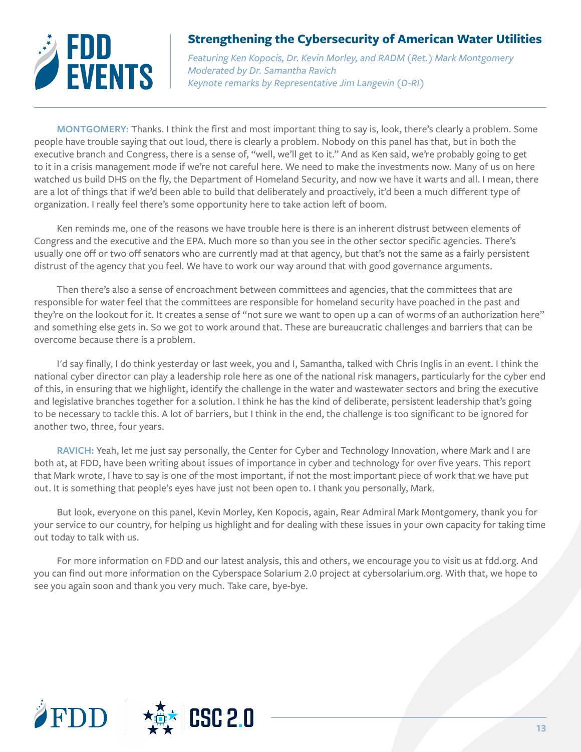**MONTGOMERY:** Thanks. I think the first and most important thing to say is, look, there's clearly a problem. Some people have trouble saying that out loud, there is clearly a problem. Nobody on this panel has that, but in both the executive branch and Congress, there is a sense of, "well, we'll get to it." And as Ken said, we're probably going to get to it in a crisis management mode if we're not careful here. We need to make the investments now. Many of us on here watched us build DHS on the fly, the Department of Homeland Security, and now we have it warts and all. I mean, there are a lot of things that if we'd been able to build that deliberately and proactively, it'd been a much different type of organization. I really feel there's some opportunity here to take action left of boom.

Ken reminds me, one of the reasons we have trouble here is there is an inherent distrust between elements of Congress and the executive and the EPA. Much more so than you see in the other sector specific agencies. There's usually one off or two off senators who are currently mad at that agency, but that's not the same as a fairly persistent distrust of the agency that you feel. We have to work our way around that with good governance arguments.

Then there's also a sense of encroachment between committees and agencies, that the committees that are responsible for water feel that the committees are responsible for homeland security have poached in the past and they're on the lookout for it. It creates a sense of "not sure we want to open up a can of worms of an authorization here" and something else gets in. So we got to work around that. These are bureaucratic challenges and barriers that can be overcome because there is a problem.

I'd say finally, I do think yesterday or last week, you and I, Samantha, talked with Chris Inglis in an event. I think the national cyber director can play a leadership role here as one of the national risk managers, particularly for the cyber end of this, in ensuring that we highlight, identify the challenge in the water and wastewater sectors and bring the executive and legislative branches together for a solution. I think he has the kind of deliberate, persistent leadership that's going to be necessary to tackle this. A lot of barriers, but I think in the end, the challenge is too significant to be ignored for another two, three, four years.

**RAVICH:** Yeah, let me just say personally, the Center for Cyber and Technology Innovation, where Mark and I are both at, at FDD, have been writing about issues of importance in cyber and technology for over five years. This report that Mark wrote, I have to say is one of the most important, if not the most important piece of work that we have put out. It is something that people's eyes have just not been open to. I thank you personally, Mark.

But look, everyone on this panel, Kevin Morley, Ken Kopocis, again, Rear Admiral Mark Montgomery, thank you for your service to our country, for helping us highlight and for dealing with these issues in your own capacity for taking time out today to talk with us.

For more information on FDD and our latest analysis, this and others, we encourage you to visit us at fdd.org. And you can find out more information on the Cyberspace Solarium 2.0 project at cybersolarium.org. With that, we hope to see you again soon and thank you very much. Take care, bye-bye.